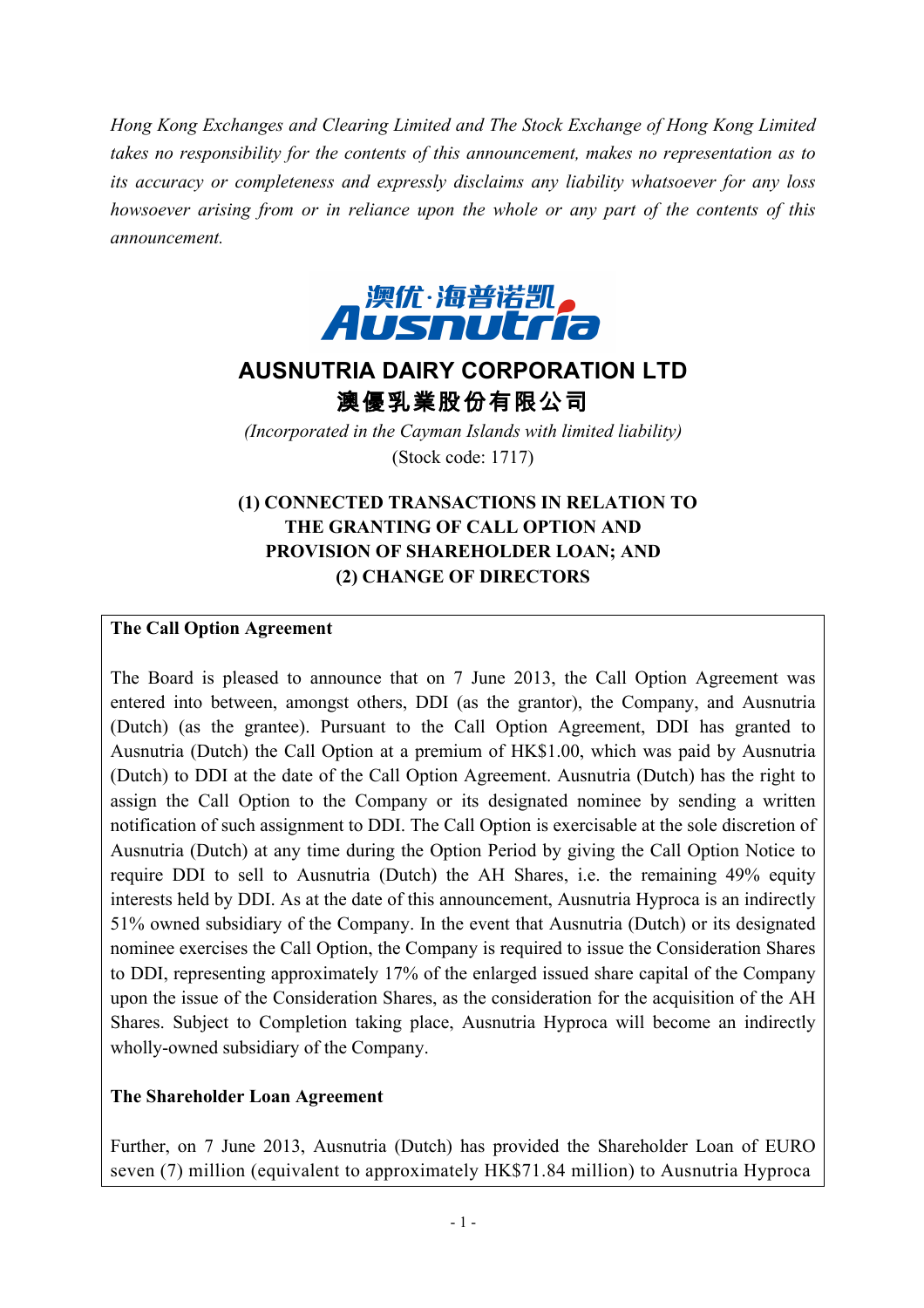*Hong Kong Exchanges and Clearing Limited and The Stock Exchange of Hong Kong Limited takes no responsibility for the contents of this announcement, makes no representation as to its accuracy or completeness and expressly disclaims any liability whatsoever for any loss howsoever arising from or in reliance upon the whole or any part of the contents of this announcement.*

# AUSNUTRIA DAIRY CORPORATION LTD
# 澳優乳業股份有限公司

*(Incorporated in the Cayman Islands with limited liability)*
(Stock code: 1717)

## (1) CONNECTED TRANSACTIONS IN RELATION TO THE GRANTING OF CALL OPTION AND PROVISION OF SHAREHOLDER LOAN; AND (2) CHANGE OF DIRECTORS

**The Call Option Agreement**

The Board is pleased to announce that on 7 June 2013, the Call Option Agreement was entered into between, amongst others, DDI (as the grantor), the Company, and Ausnutria (Dutch) (as the grantee). Pursuant to the Call Option Agreement, DDI has granted to Ausnutria (Dutch) the Call Option at a premium of HK$1.00, which was paid by Ausnutria (Dutch) to DDI at the date of the Call Option Agreement. Ausnutria (Dutch) has the right to assign the Call Option to the Company or its designated nominee by sending a written notification of such assignment to DDI. The Call Option is exercisable at the sole discretion of Ausnutria (Dutch) at any time during the Option Period by giving the Call Option Notice to require DDI to sell to Ausnutria (Dutch) the AH Shares, i.e. the remaining 49% equity interests held by DDI. As at the date of this announcement, Ausnutria Hyproca is an indirectly 51% owned subsidiary of the Company. In the event that Ausnutria (Dutch) or its designated nominee exercises the Call Option, the Company is required to issue the Consideration Shares to DDI, representing approximately 17% of the enlarged issued share capital of the Company upon the issue of the Consideration Shares, as the consideration for the acquisition of the AH Shares. Subject to Completion taking place, Ausnutria Hyproca will become an indirectly wholly-owned subsidiary of the Company.

**The Shareholder Loan Agreement**

Further, on 7 June 2013, Ausnutria (Dutch) has provided the Shareholder Loan of EURO seven (7) million (equivalent to approximately HK$71.84 million) to Ausnutria Hyproca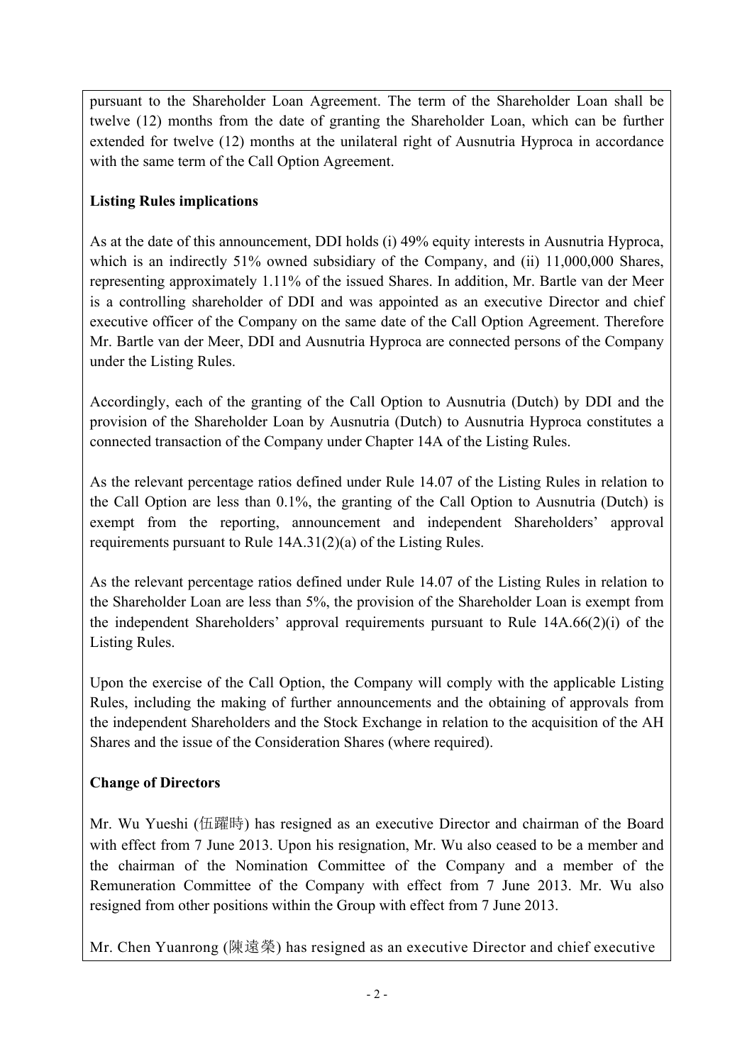pursuant to the Shareholder Loan Agreement. The term of the Shareholder Loan shall be twelve (12) months from the date of granting the Shareholder Loan, which can be further extended for twelve (12) months at the unilateral right of Ausnutria Hyproca in accordance with the same term of the Call Option Agreement.

**Listing Rules implications**

As at the date of this announcement, DDI holds (i) 49% equity interests in Ausnutria Hyproca, which is an indirectly 51% owned subsidiary of the Company, and (ii) 11,000,000 Shares, representing approximately 1.11% of the issued Shares. In addition, Mr. Bartle van der Meer is a controlling shareholder of DDI and was appointed as an executive Director and chief executive officer of the Company on the same date of the Call Option Agreement. Therefore Mr. Bartle van der Meer, DDI and Ausnutria Hyproca are connected persons of the Company under the Listing Rules.

Accordingly, each of the granting of the Call Option to Ausnutria (Dutch) by DDI and the provision of the Shareholder Loan by Ausnutria (Dutch) to Ausnutria Hyproca constitutes a connected transaction of the Company under Chapter 14A of the Listing Rules.

As the relevant percentage ratios defined under Rule 14.07 of the Listing Rules in relation to the Call Option are less than 0.1%, the granting of the Call Option to Ausnutria (Dutch) is exempt from the reporting, announcement and independent Shareholders' approval requirements pursuant to Rule 14A.31(2)(a) of the Listing Rules.

As the relevant percentage ratios defined under Rule 14.07 of the Listing Rules in relation to the Shareholder Loan are less than 5%, the provision of the Shareholder Loan is exempt from the independent Shareholders' approval requirements pursuant to Rule 14A.66(2)(i) of the Listing Rules.

Upon the exercise of the Call Option, the Company will comply with the applicable Listing Rules, including the making of further announcements and the obtaining of approvals from the independent Shareholders and the Stock Exchange in relation to the acquisition of the AH Shares and the issue of the Consideration Shares (where required).

**Change of Directors**

Mr. Wu Yueshi (伍躍時) has resigned as an executive Director and chairman of the Board with effect from 7 June 2013. Upon his resignation, Mr. Wu also ceased to be a member and the chairman of the Nomination Committee of the Company and a member of the Remuneration Committee of the Company with effect from 7 June 2013. Mr. Wu also resigned from other positions within the Group with effect from 7 June 2013.

Mr. Chen Yuanrong (陳遠榮) has resigned as an executive Director and chief executive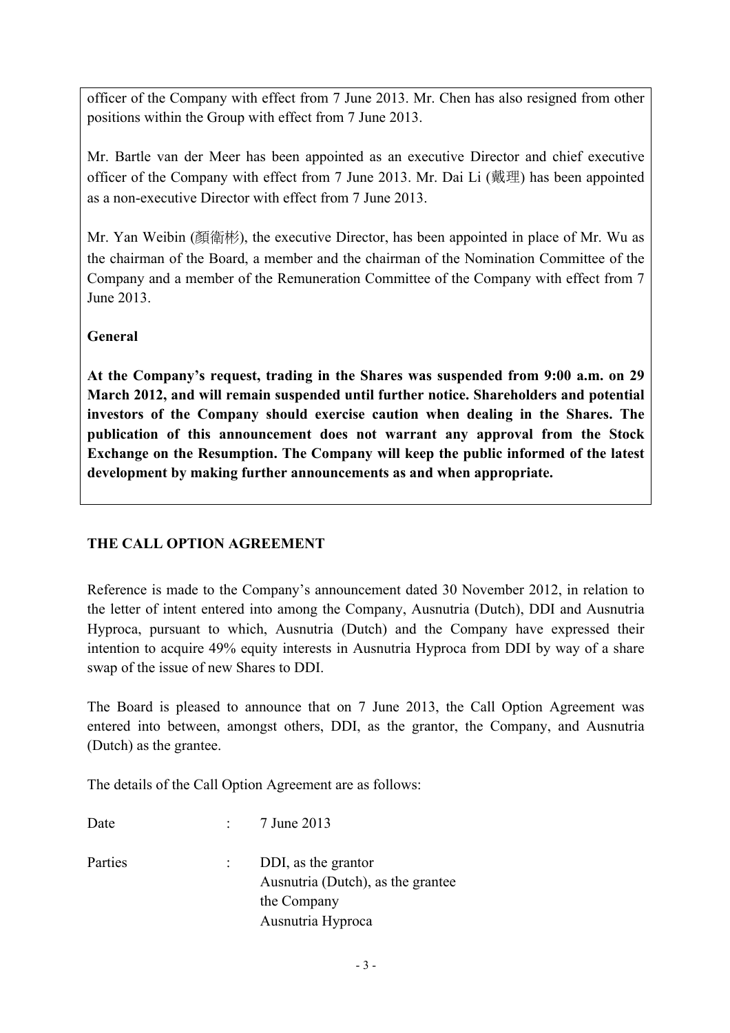officer of the Company with effect from 7 June 2013. Mr. Chen has also resigned from other positions within the Group with effect from 7 June 2013.

Mr. Bartle van der Meer has been appointed as an executive Director and chief executive officer of the Company with effect from 7 June 2013. Mr. Dai Li (戴理) has been appointed as a non-executive Director with effect from 7 June 2013.

Mr. Yan Weibin (顏衛彬), the executive Director, has been appointed in place of Mr. Wu as the chairman of the Board, a member and the chairman of the Nomination Committee of the Company and a member of the Remuneration Committee of the Company with effect from 7 June 2013.

**General**

**At the Company's request, trading in the Shares was suspended from 9:00 a.m. on 29 March 2012, and will remain suspended until further notice. Shareholders and potential investors of the Company should exercise caution when dealing in the Shares. The publication of this announcement does not warrant any approval from the Stock Exchange on the Resumption. The Company will keep the public informed of the latest development by making further announcements as and when appropriate.**

## THE CALL OPTION AGREEMENT

Reference is made to the Company's announcement dated 30 November 2012, in relation to the letter of intent entered into among the Company, Ausnutria (Dutch), DDI and Ausnutria Hyproca, pursuant to which, Ausnutria (Dutch) and the Company have expressed their intention to acquire 49% equity interests in Ausnutria Hyproca from DDI by way of a share swap of the issue of new Shares to DDI.

The Board is pleased to announce that on 7 June 2013, the Call Option Agreement was entered into between, amongst others, DDI, as the grantor, the Company, and Ausnutria (Dutch) as the grantee.

The details of the Call Option Agreement are as follows:

Date : 7 June 2013

Parties : DDI, as the grantor
Ausnutria (Dutch), as the grantee
the Company
Ausnutria Hyproca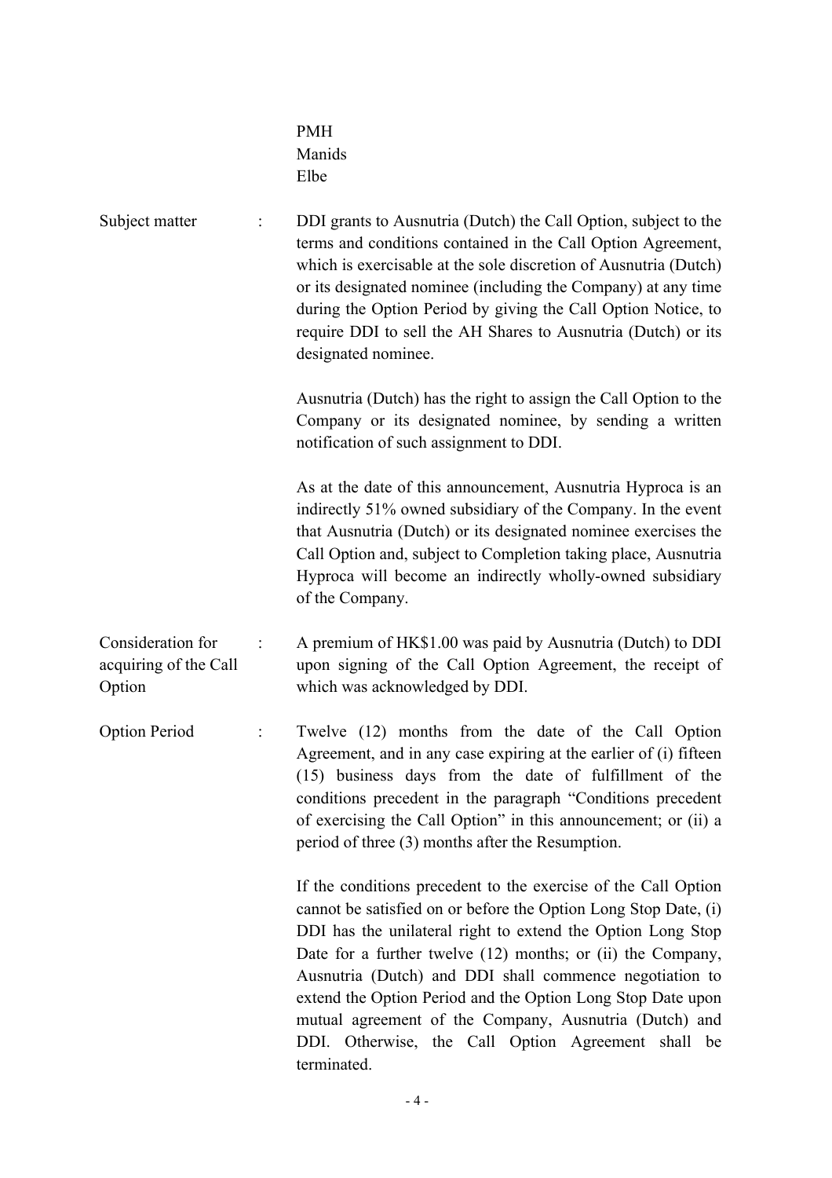PMH
Manids
Elbe

| | | |
|---|---|---|
| Subject matter | : | DDI grants to Ausnutria (Dutch) the Call Option, subject to the terms and conditions contained in the Call Option Agreement, which is exercisable at the sole discretion of Ausnutria (Dutch) or its designated nominee (including the Company) at any time during the Option Period by giving the Call Option Notice, to require DDI to sell the AH Shares to Ausnutria (Dutch) or its designated nominee.<br><br>Ausnutria (Dutch) has the right to assign the Call Option to the Company or its designated nominee, by sending a written notification of such assignment to DDI.<br><br>As at the date of this announcement, Ausnutria Hyproca is an indirectly 51% owned subsidiary of the Company. In the event that Ausnutria (Dutch) or its designated nominee exercises the Call Option and, subject to Completion taking place, Ausnutria Hyproca will become an indirectly wholly-owned subsidiary of the Company. |
| Consideration for acquiring of the Call Option | : | A premium of HK$1.00 was paid by Ausnutria (Dutch) to DDI upon signing of the Call Option Agreement, the receipt of which was acknowledged by DDI. |
| Option Period | : | Twelve (12) months from the date of the Call Option Agreement, and in any case expiring at the earlier of (i) fifteen (15) business days from the date of fulfillment of the conditions precedent in the paragraph "Conditions precedent of exercising the Call Option" in this announcement; or (ii) a period of three (3) months after the Resumption.<br><br>If the conditions precedent to the exercise of the Call Option cannot be satisfied on or before the Option Long Stop Date, (i) DDI has the unilateral right to extend the Option Long Stop Date for a further twelve (12) months; or (ii) the Company, Ausnutria (Dutch) and DDI shall commence negotiation to extend the Option Period and the Option Long Stop Date upon mutual agreement of the Company, Ausnutria (Dutch) and DDI. Otherwise, the Call Option Agreement shall be terminated. |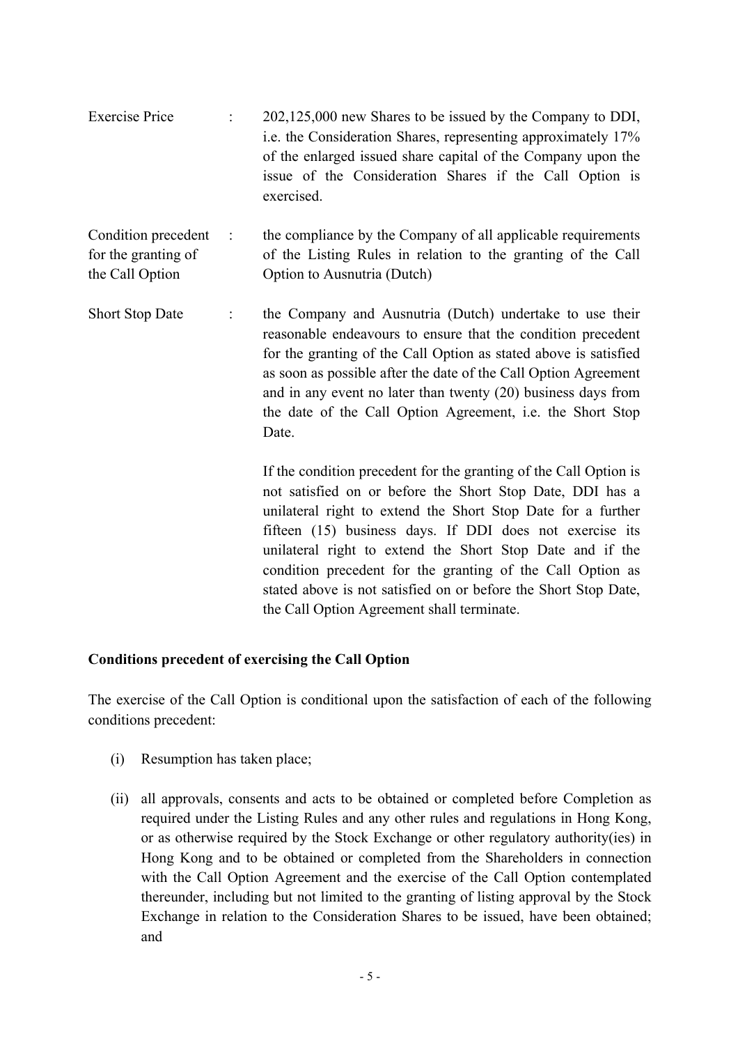| | | |
|---|---|---|
| Exercise Price | : | 202,125,000 new Shares to be issued by the Company to DDI, i.e. the Consideration Shares, representing approximately 17% of the enlarged issued share capital of the Company upon the issue of the Consideration Shares if the Call Option is exercised. |
| Condition precedent for the granting of the Call Option | : | the compliance by the Company of all applicable requirements of the Listing Rules in relation to the granting of the Call Option to Ausnutria (Dutch) |
| Short Stop Date | : | the Company and Ausnutria (Dutch) undertake to use their reasonable endeavours to ensure that the condition precedent for the granting of the Call Option as stated above is satisfied as soon as possible after the date of the Call Option Agreement and in any event no later than twenty (20) business days from the date of the Call Option Agreement, i.e. the Short Stop Date.<br><br>If the condition precedent for the granting of the Call Option is not satisfied on or before the Short Stop Date, DDI has a unilateral right to extend the Short Stop Date for a further fifteen (15) business days. If DDI does not exercise its unilateral right to extend the Short Stop Date and if the condition precedent for the granting of the Call Option as stated above is not satisfied on or before the Short Stop Date, the Call Option Agreement shall terminate. |

**Conditions precedent of exercising the Call Option**

The exercise of the Call Option is conditional upon the satisfaction of each of the following conditions precedent:

(i) Resumption has taken place;

(ii) all approvals, consents and acts to be obtained or completed before Completion as required under the Listing Rules and any other rules and regulations in Hong Kong, or as otherwise required by the Stock Exchange or other regulatory authority(ies) in Hong Kong and to be obtained or completed from the Shareholders in connection with the Call Option Agreement and the exercise of the Call Option contemplated thereunder, including but not limited to the granting of listing approval by the Stock Exchange in relation to the Consideration Shares to be issued, have been obtained; and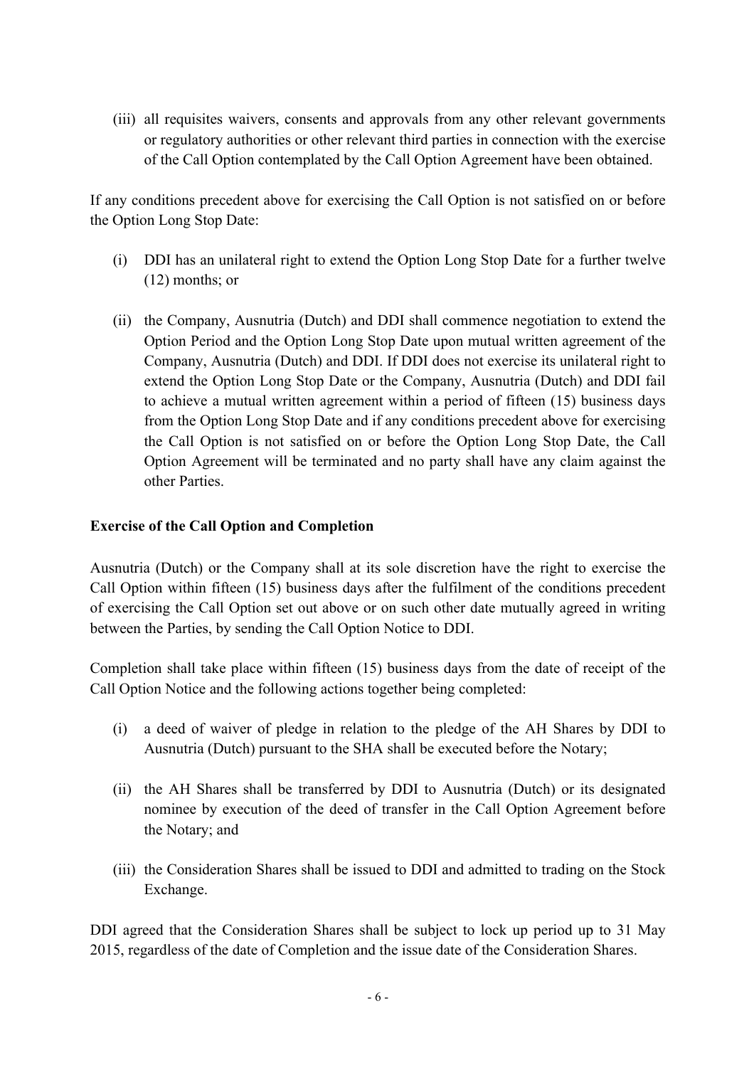(iii) all requisites waivers, consents and approvals from any other relevant governments or regulatory authorities or other relevant third parties in connection with the exercise of the Call Option contemplated by the Call Option Agreement have been obtained.

If any conditions precedent above for exercising the Call Option is not satisfied on or before the Option Long Stop Date:

(i) DDI has an unilateral right to extend the Option Long Stop Date for a further twelve (12) months; or

(ii) the Company, Ausnutria (Dutch) and DDI shall commence negotiation to extend the Option Period and the Option Long Stop Date upon mutual written agreement of the Company, Ausnutria (Dutch) and DDI. If DDI does not exercise its unilateral right to extend the Option Long Stop Date or the Company, Ausnutria (Dutch) and DDI fail to achieve a mutual written agreement within a period of fifteen (15) business days from the Option Long Stop Date and if any conditions precedent above for exercising the Call Option is not satisfied on or before the Option Long Stop Date, the Call Option Agreement will be terminated and no party shall have any claim against the other Parties.

**Exercise of the Call Option and Completion**

Ausnutria (Dutch) or the Company shall at its sole discretion have the right to exercise the Call Option within fifteen (15) business days after the fulfilment of the conditions precedent of exercising the Call Option set out above or on such other date mutually agreed in writing between the Parties, by sending the Call Option Notice to DDI.

Completion shall take place within fifteen (15) business days from the date of receipt of the Call Option Notice and the following actions together being completed:

(i) a deed of waiver of pledge in relation to the pledge of the AH Shares by DDI to Ausnutria (Dutch) pursuant to the SHA shall be executed before the Notary;

(ii) the AH Shares shall be transferred by DDI to Ausnutria (Dutch) or its designated nominee by execution of the deed of transfer in the Call Option Agreement before the Notary; and

(iii) the Consideration Shares shall be issued to DDI and admitted to trading on the Stock Exchange.

DDI agreed that the Consideration Shares shall be subject to lock up period up to 31 May 2015, regardless of the date of Completion and the issue date of the Consideration Shares.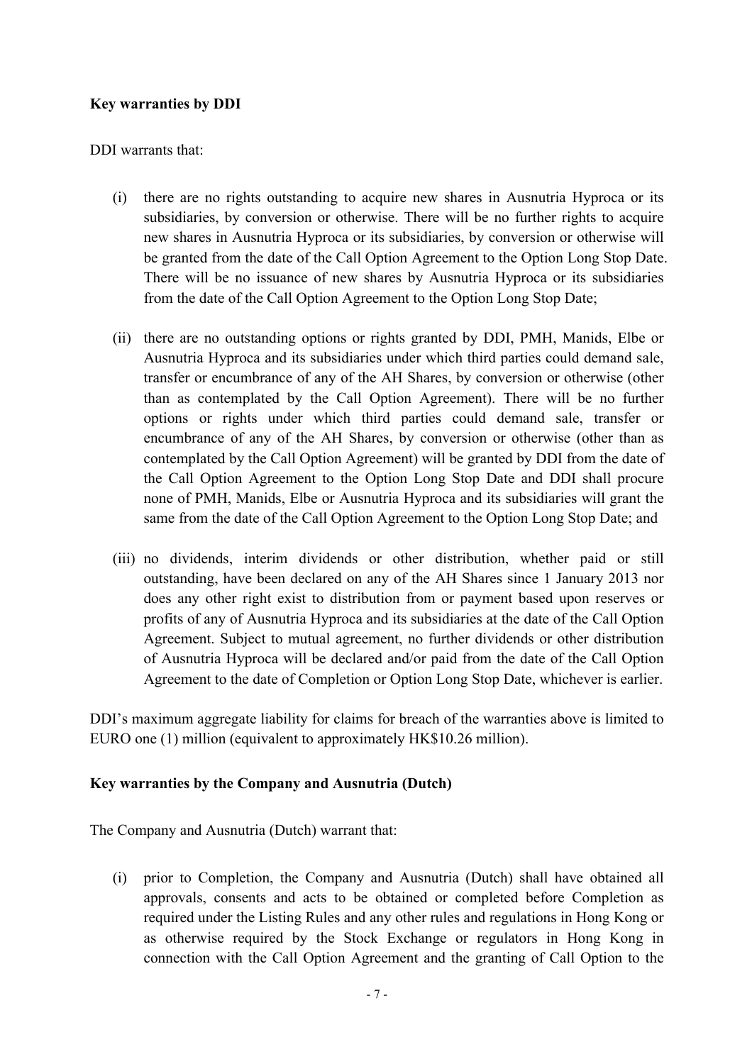**Key warranties by DDI**

DDI warrants that:

(i) there are no rights outstanding to acquire new shares in Ausnutria Hyproca or its subsidiaries, by conversion or otherwise. There will be no further rights to acquire new shares in Ausnutria Hyproca or its subsidiaries, by conversion or otherwise will be granted from the date of the Call Option Agreement to the Option Long Stop Date. There will be no issuance of new shares by Ausnutria Hyproca or its subsidiaries from the date of the Call Option Agreement to the Option Long Stop Date;

(ii) there are no outstanding options or rights granted by DDI, PMH, Manids, Elbe or Ausnutria Hyproca and its subsidiaries under which third parties could demand sale, transfer or encumbrance of any of the AH Shares, by conversion or otherwise (other than as contemplated by the Call Option Agreement). There will be no further options or rights under which third parties could demand sale, transfer or encumbrance of any of the AH Shares, by conversion or otherwise (other than as contemplated by the Call Option Agreement) will be granted by DDI from the date of the Call Option Agreement to the Option Long Stop Date and DDI shall procure none of PMH, Manids, Elbe or Ausnutria Hyproca and its subsidiaries will grant the same from the date of the Call Option Agreement to the Option Long Stop Date; and

(iii) no dividends, interim dividends or other distribution, whether paid or still outstanding, have been declared on any of the AH Shares since 1 January 2013 nor does any other right exist to distribution from or payment based upon reserves or profits of any of Ausnutria Hyproca and its subsidiaries at the date of the Call Option Agreement. Subject to mutual agreement, no further dividends or other distribution of Ausnutria Hyproca will be declared and/or paid from the date of the Call Option Agreement to the date of Completion or Option Long Stop Date, whichever is earlier.

DDI's maximum aggregate liability for claims for breach of the warranties above is limited to EURO one (1) million (equivalent to approximately HK$10.26 million).

**Key warranties by the Company and Ausnutria (Dutch)**

The Company and Ausnutria (Dutch) warrant that:

(i) prior to Completion, the Company and Ausnutria (Dutch) shall have obtained all approvals, consents and acts to be obtained or completed before Completion as required under the Listing Rules and any other rules and regulations in Hong Kong or as otherwise required by the Stock Exchange or regulators in Hong Kong in connection with the Call Option Agreement and the granting of Call Option to the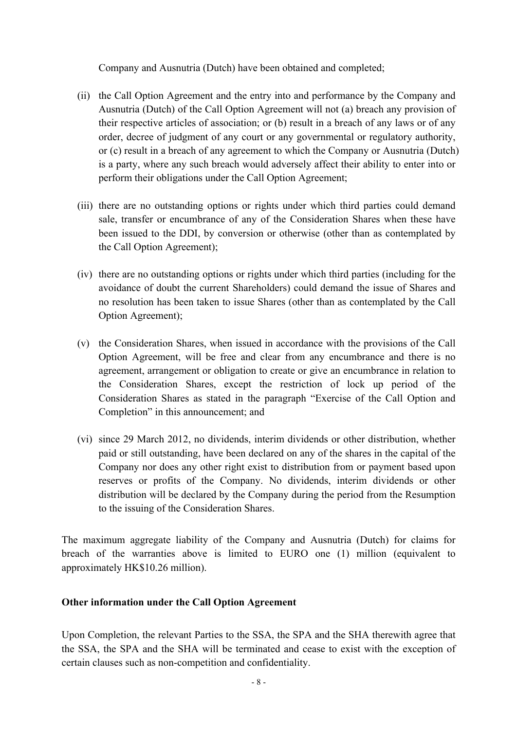Company and Ausnutria (Dutch) have been obtained and completed;

(ii) the Call Option Agreement and the entry into and performance by the Company and Ausnutria (Dutch) of the Call Option Agreement will not (a) breach any provision of their respective articles of association; or (b) result in a breach of any laws or of any order, decree of judgment of any court or any governmental or regulatory authority, or (c) result in a breach of any agreement to which the Company or Ausnutria (Dutch) is a party, where any such breach would adversely affect their ability to enter into or perform their obligations under the Call Option Agreement;

(iii) there are no outstanding options or rights under which third parties could demand sale, transfer or encumbrance of any of the Consideration Shares when these have been issued to the DDI, by conversion or otherwise (other than as contemplated by the Call Option Agreement);

(iv) there are no outstanding options or rights under which third parties (including for the avoidance of doubt the current Shareholders) could demand the issue of Shares and no resolution has been taken to issue Shares (other than as contemplated by the Call Option Agreement);

(v) the Consideration Shares, when issued in accordance with the provisions of the Call Option Agreement, will be free and clear from any encumbrance and there is no agreement, arrangement or obligation to create or give an encumbrance in relation to the Consideration Shares, except the restriction of lock up period of the Consideration Shares as stated in the paragraph "Exercise of the Call Option and Completion" in this announcement; and

(vi) since 29 March 2012, no dividends, interim dividends or other distribution, whether paid or still outstanding, have been declared on any of the shares in the capital of the Company nor does any other right exist to distribution from or payment based upon reserves or profits of the Company. No dividends, interim dividends or other distribution will be declared by the Company during the period from the Resumption to the issuing of the Consideration Shares.

The maximum aggregate liability of the Company and Ausnutria (Dutch) for claims for breach of the warranties above is limited to EURO one (1) million (equivalent to approximately HK$10.26 million).

**Other information under the Call Option Agreement**

Upon Completion, the relevant Parties to the SSA, the SPA and the SHA therewith agree that the SSA, the SPA and the SHA will be terminated and cease to exist with the exception of certain clauses such as non-competition and confidentiality.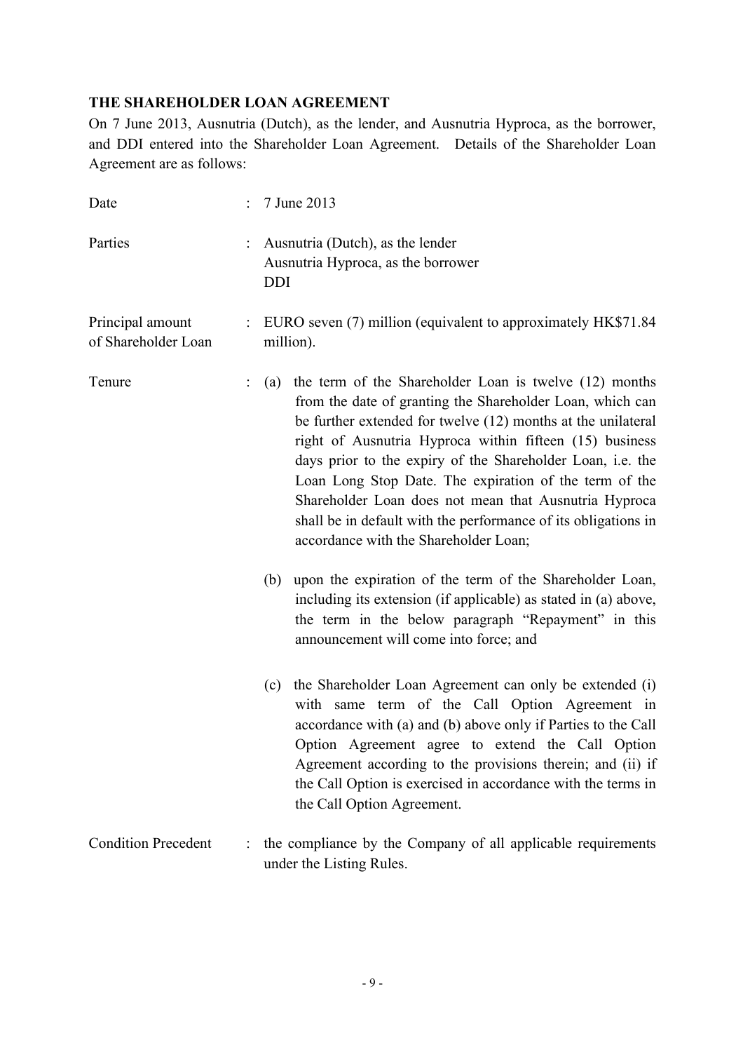**THE SHAREHOLDER LOAN AGREEMENT**

On 7 June 2013, Ausnutria (Dutch), as the lender, and Ausnutria Hyproca, as the borrower, and DDI entered into the Shareholder Loan Agreement. Details of the Shareholder Loan Agreement are as follows:

| | | |
|---|---|---|
| Date | : | 7 June 2013 |
| Parties | : | Ausnutria (Dutch), as the lender<br>Ausnutria Hyproca, as the borrower<br>DDI |
| Principal amount of Shareholder Loan | : | EURO seven (7) million (equivalent to approximately HK$71.84 million). |
| Tenure | : | (a) the term of the Shareholder Loan is twelve (12) months from the date of granting the Shareholder Loan, which can be further extended for twelve (12) months at the unilateral right of Ausnutria Hyproca within fifteen (15) business days prior to the expiry of the Shareholder Loan, i.e. the Loan Long Stop Date. The expiration of the term of the Shareholder Loan does not mean that Ausnutria Hyproca shall be in default with the performance of its obligations in accordance with the Shareholder Loan;<br><br>(b) upon the expiration of the term of the Shareholder Loan, including its extension (if applicable) as stated in (a) above, the term in the below paragraph "Repayment" in this announcement will come into force; and<br><br>(c) the Shareholder Loan Agreement can only be extended (i) with same term of the Call Option Agreement in accordance with (a) and (b) above only if Parties to the Call Option Agreement agree to extend the Call Option Agreement according to the provisions therein; and (ii) if the Call Option is exercised in accordance with the terms in the Call Option Agreement. |
| Condition Precedent | : | the compliance by the Company of all applicable requirements under the Listing Rules. |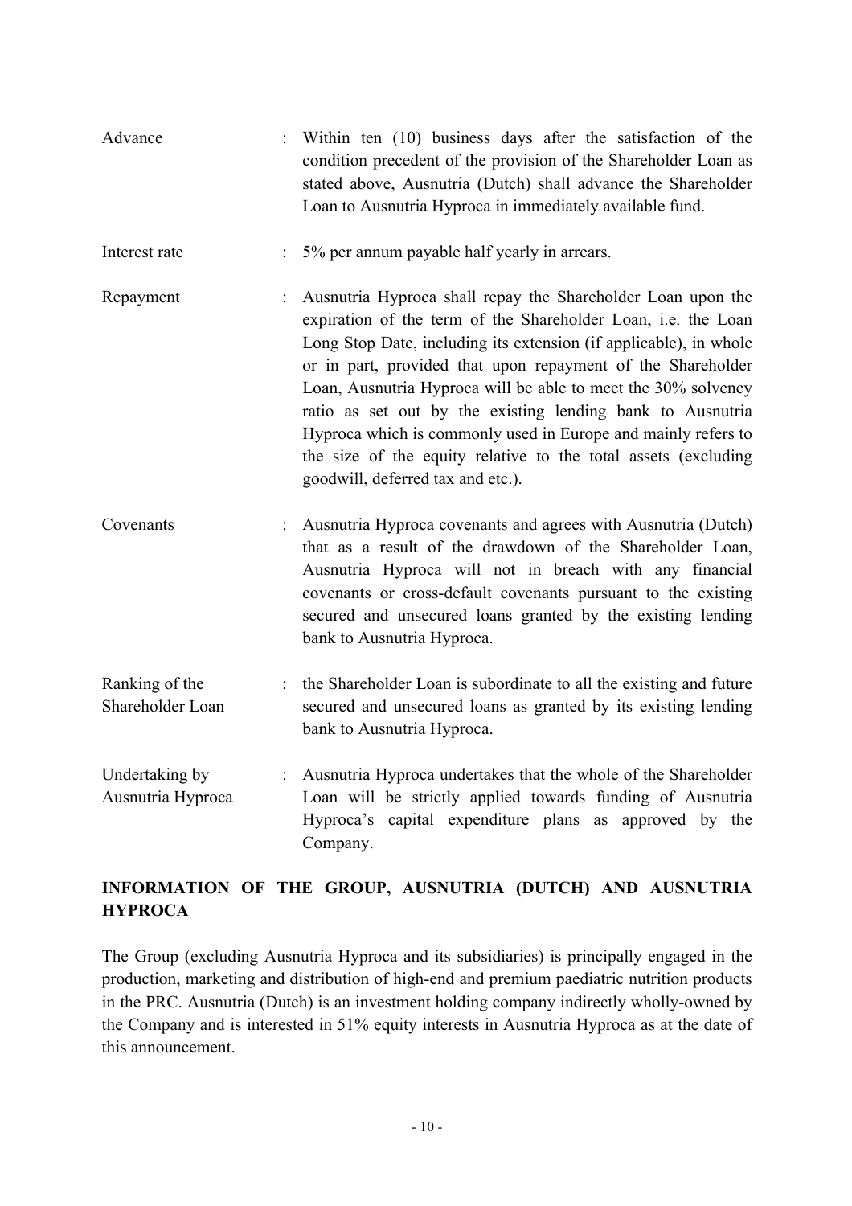| | | |
|---|---|---|
| Advance | : | Within ten (10) business days after the satisfaction of the condition precedent of the provision of the Shareholder Loan as stated above, Ausnutria (Dutch) shall advance the Shareholder Loan to Ausnutria Hyproca in immediately available fund. |
| Interest rate | : | 5% per annum payable half yearly in arrears. |
| Repayment | : | Ausnutria Hyproca shall repay the Shareholder Loan upon the expiration of the term of the Shareholder Loan, i.e. the Loan Long Stop Date, including its extension (if applicable), in whole or in part, provided that upon repayment of the Shareholder Loan, Ausnutria Hyproca will be able to meet the 30% solvency ratio as set out by the existing lending bank to Ausnutria Hyproca which is commonly used in Europe and mainly refers to the size of the equity relative to the total assets (excluding goodwill, deferred tax and etc.). |
| Covenants | : | Ausnutria Hyproca covenants and agrees with Ausnutria (Dutch) that as a result of the drawdown of the Shareholder Loan, Ausnutria Hyproca will not in breach with any financial covenants or cross-default covenants pursuant to the existing secured and unsecured loans granted by the existing lending bank to Ausnutria Hyproca. |
| Ranking of the Shareholder Loan | : | the Shareholder Loan is subordinate to all the existing and future secured and unsecured loans as granted by its existing lending bank to Ausnutria Hyproca. |
| Undertaking by Ausnutria Hyproca | : | Ausnutria Hyproca undertakes that the whole of the Shareholder Loan will be strictly applied towards funding of Ausnutria Hyproca's capital expenditure plans as approved by the Company. |

## INFORMATION OF THE GROUP, AUSNUTRIA (DUTCH) AND AUSNUTRIA HYPROCA

The Group (excluding Ausnutria Hyproca and its subsidiaries) is principally engaged in the production, marketing and distribution of high-end and premium paediatric nutrition products in the PRC. Ausnutria (Dutch) is an investment holding company indirectly wholly-owned by the Company and is interested in 51% equity interests in Ausnutria Hyproca as at the date of this announcement.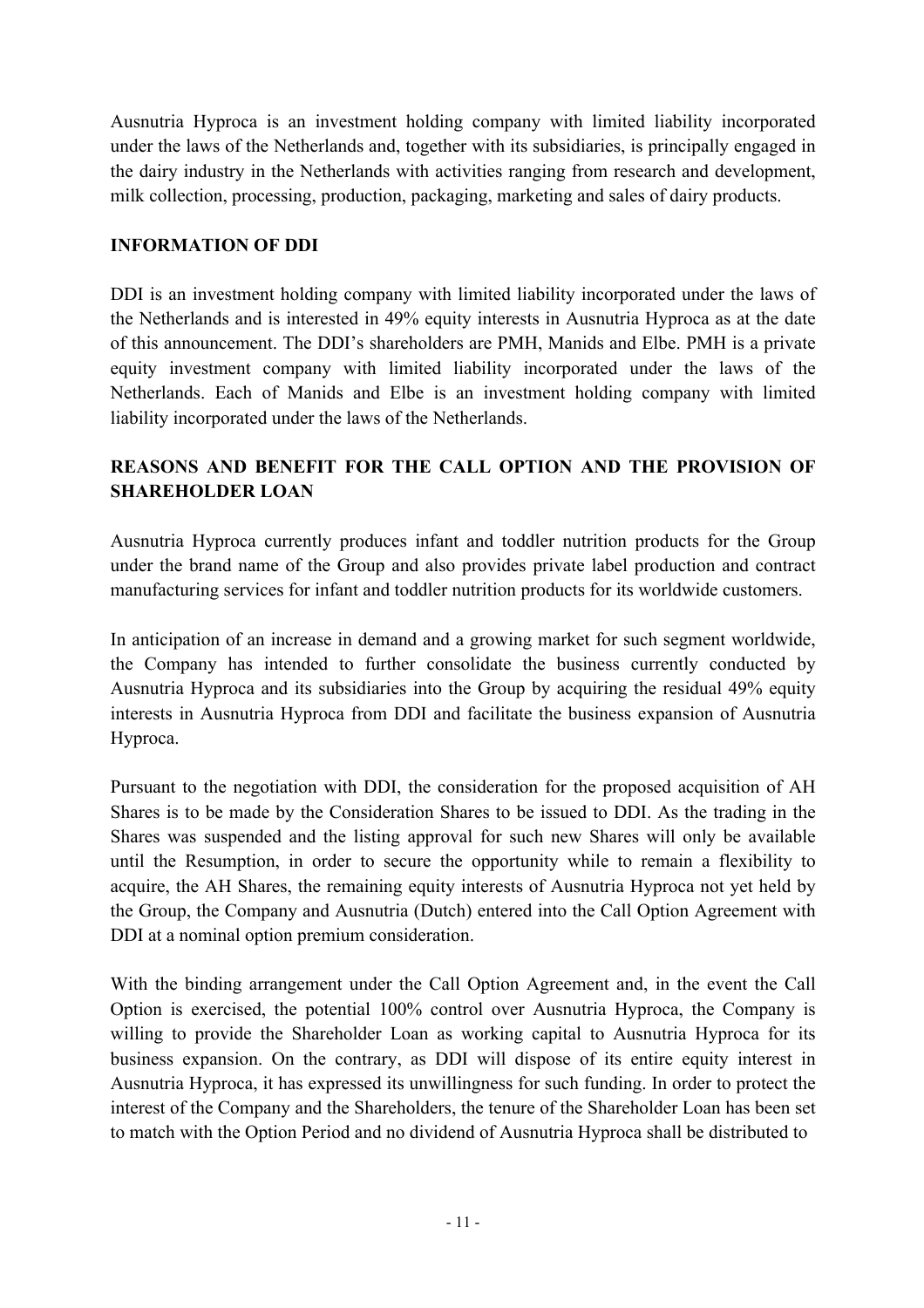Ausnutria Hyproca is an investment holding company with limited liability incorporated under the laws of the Netherlands and, together with its subsidiaries, is principally engaged in the dairy industry in the Netherlands with activities ranging from research and development, milk collection, processing, production, packaging, marketing and sales of dairy products.

**INFORMATION OF DDI**

DDI is an investment holding company with limited liability incorporated under the laws of the Netherlands and is interested in 49% equity interests in Ausnutria Hyproca as at the date of this announcement. The DDI's shareholders are PMH, Manids and Elbe. PMH is a private equity investment company with limited liability incorporated under the laws of the Netherlands. Each of Manids and Elbe is an investment holding company with limited liability incorporated under the laws of the Netherlands.

**REASONS AND BENEFIT FOR THE CALL OPTION AND THE PROVISION OF SHAREHOLDER LOAN**

Ausnutria Hyproca currently produces infant and toddler nutrition products for the Group under the brand name of the Group and also provides private label production and contract manufacturing services for infant and toddler nutrition products for its worldwide customers.

In anticipation of an increase in demand and a growing market for such segment worldwide, the Company has intended to further consolidate the business currently conducted by Ausnutria Hyproca and its subsidiaries into the Group by acquiring the residual 49% equity interests in Ausnutria Hyproca from DDI and facilitate the business expansion of Ausnutria Hyproca.

Pursuant to the negotiation with DDI, the consideration for the proposed acquisition of AH Shares is to be made by the Consideration Shares to be issued to DDI. As the trading in the Shares was suspended and the listing approval for such new Shares will only be available until the Resumption, in order to secure the opportunity while to remain a flexibility to acquire, the AH Shares, the remaining equity interests of Ausnutria Hyproca not yet held by the Group, the Company and Ausnutria (Dutch) entered into the Call Option Agreement with DDI at a nominal option premium consideration.

With the binding arrangement under the Call Option Agreement and, in the event the Call Option is exercised, the potential 100% control over Ausnutria Hyproca, the Company is willing to provide the Shareholder Loan as working capital to Ausnutria Hyproca for its business expansion. On the contrary, as DDI will dispose of its entire equity interest in Ausnutria Hyproca, it has expressed its unwillingness for such funding. In order to protect the interest of the Company and the Shareholders, the tenure of the Shareholder Loan has been set to match with the Option Period and no dividend of Ausnutria Hyproca shall be distributed to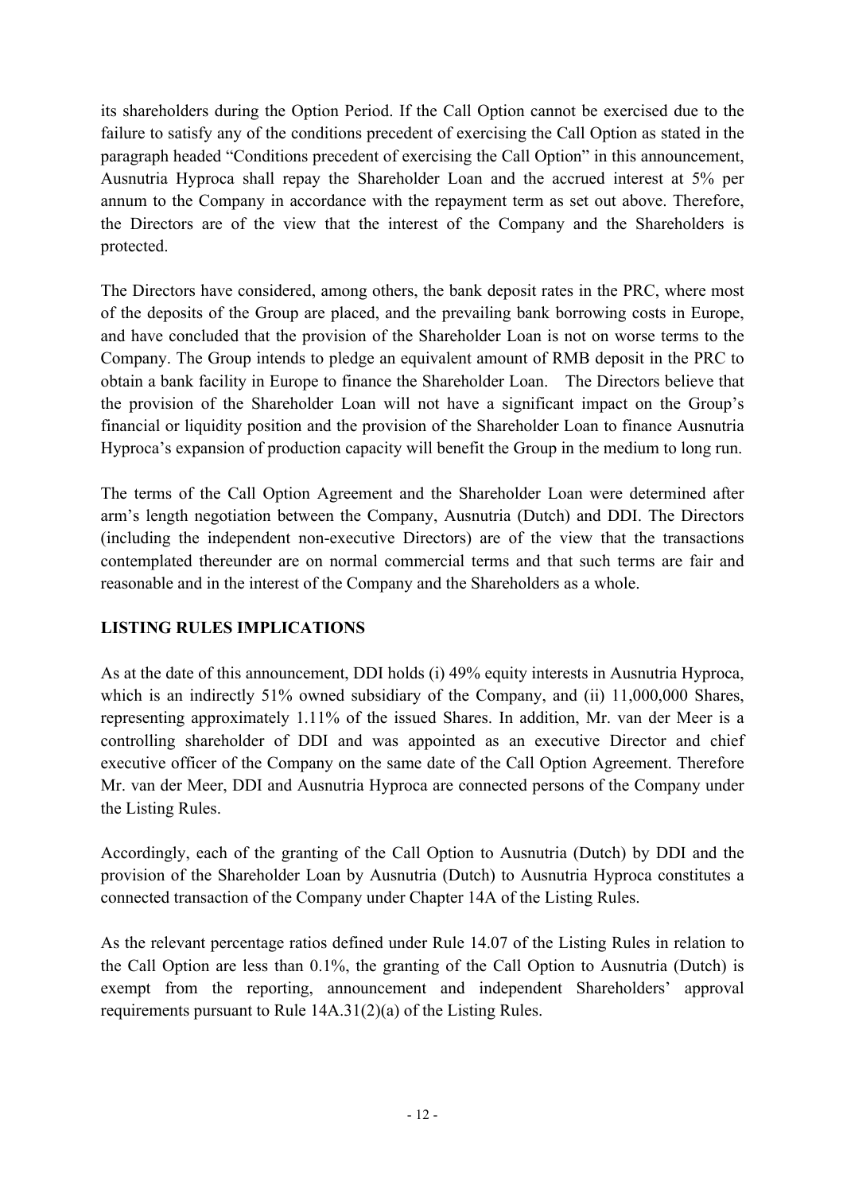its shareholders during the Option Period. If the Call Option cannot be exercised due to the failure to satisfy any of the conditions precedent of exercising the Call Option as stated in the paragraph headed "Conditions precedent of exercising the Call Option" in this announcement, Ausnutria Hyproca shall repay the Shareholder Loan and the accrued interest at 5% per annum to the Company in accordance with the repayment term as set out above. Therefore, the Directors are of the view that the interest of the Company and the Shareholders is protected.

The Directors have considered, among others, the bank deposit rates in the PRC, where most of the deposits of the Group are placed, and the prevailing bank borrowing costs in Europe, and have concluded that the provision of the Shareholder Loan is not on worse terms to the Company. The Group intends to pledge an equivalent amount of RMB deposit in the PRC to obtain a bank facility in Europe to finance the Shareholder Loan. The Directors believe that the provision of the Shareholder Loan will not have a significant impact on the Group's financial or liquidity position and the provision of the Shareholder Loan to finance Ausnutria Hyproca's expansion of production capacity will benefit the Group in the medium to long run.

The terms of the Call Option Agreement and the Shareholder Loan were determined after arm's length negotiation between the Company, Ausnutria (Dutch) and DDI. The Directors (including the independent non-executive Directors) are of the view that the transactions contemplated thereunder are on normal commercial terms and that such terms are fair and reasonable and in the interest of the Company and the Shareholders as a whole.

**LISTING RULES IMPLICATIONS**

As at the date of this announcement, DDI holds (i) 49% equity interests in Ausnutria Hyproca, which is an indirectly 51% owned subsidiary of the Company, and (ii) 11,000,000 Shares, representing approximately 1.11% of the issued Shares. In addition, Mr. van der Meer is a controlling shareholder of DDI and was appointed as an executive Director and chief executive officer of the Company on the same date of the Call Option Agreement. Therefore Mr. van der Meer, DDI and Ausnutria Hyproca are connected persons of the Company under the Listing Rules.

Accordingly, each of the granting of the Call Option to Ausnutria (Dutch) by DDI and the provision of the Shareholder Loan by Ausnutria (Dutch) to Ausnutria Hyproca constitutes a connected transaction of the Company under Chapter 14A of the Listing Rules.

As the relevant percentage ratios defined under Rule 14.07 of the Listing Rules in relation to the Call Option are less than 0.1%, the granting of the Call Option to Ausnutria (Dutch) is exempt from the reporting, announcement and independent Shareholders' approval requirements pursuant to Rule 14A.31(2)(a) of the Listing Rules.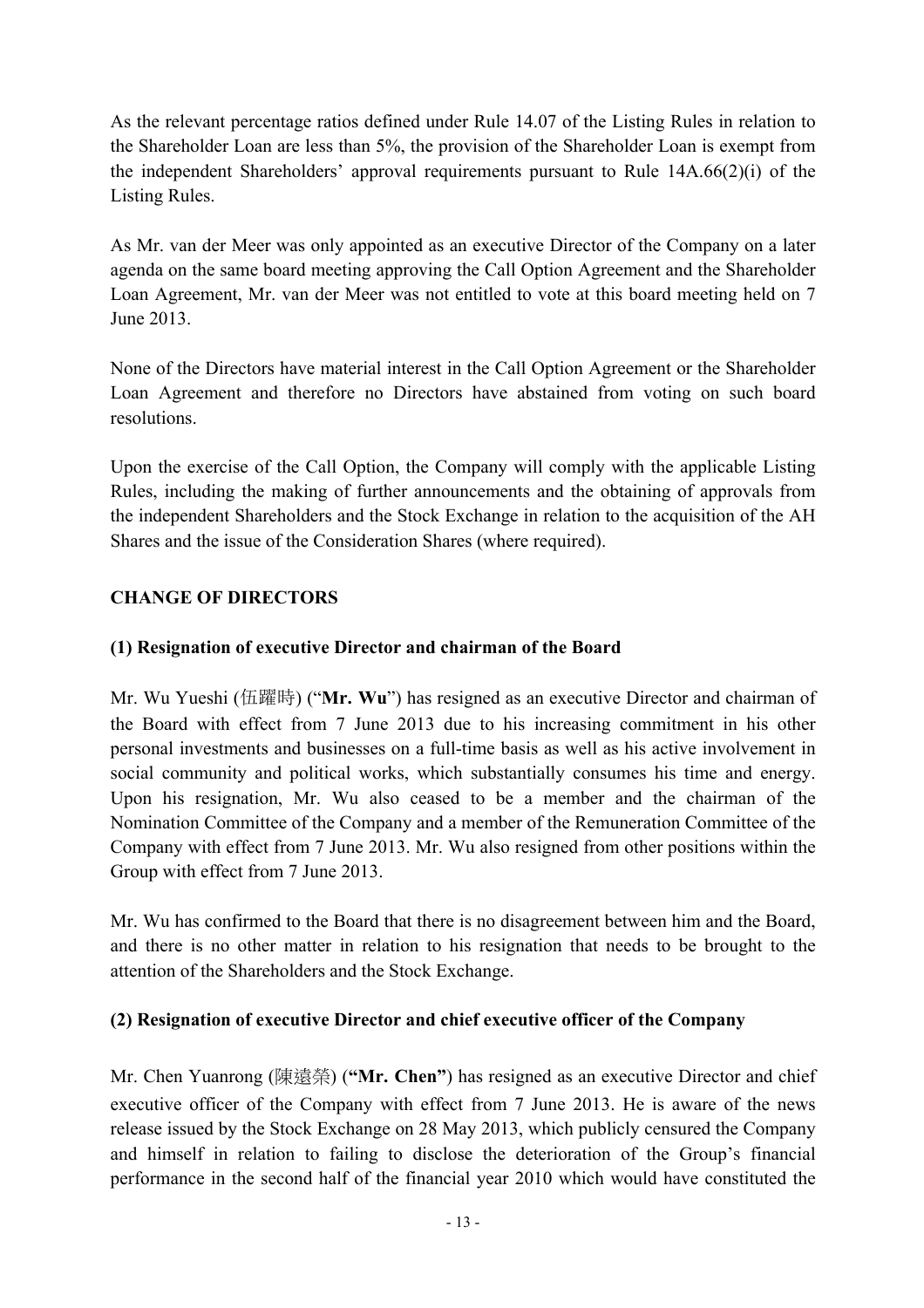As the relevant percentage ratios defined under Rule 14.07 of the Listing Rules in relation to the Shareholder Loan are less than 5%, the provision of the Shareholder Loan is exempt from the independent Shareholders' approval requirements pursuant to Rule 14A.66(2)(i) of the Listing Rules.

As Mr. van der Meer was only appointed as an executive Director of the Company on a later agenda on the same board meeting approving the Call Option Agreement and the Shareholder Loan Agreement, Mr. van der Meer was not entitled to vote at this board meeting held on 7 June 2013.

None of the Directors have material interest in the Call Option Agreement or the Shareholder Loan Agreement and therefore no Directors have abstained from voting on such board resolutions.

Upon the exercise of the Call Option, the Company will comply with the applicable Listing Rules, including the making of further announcements and the obtaining of approvals from the independent Shareholders and the Stock Exchange in relation to the acquisition of the AH Shares and the issue of the Consideration Shares (where required).

## CHANGE OF DIRECTORS

### (1) Resignation of executive Director and chairman of the Board

Mr. Wu Yueshi (伍躍時) ("**Mr. Wu**") has resigned as an executive Director and chairman of the Board with effect from 7 June 2013 due to his increasing commitment in his other personal investments and businesses on a full-time basis as well as his active involvement in social community and political works, which substantially consumes his time and energy. Upon his resignation, Mr. Wu also ceased to be a member and the chairman of the Nomination Committee of the Company and a member of the Remuneration Committee of the Company with effect from 7 June 2013. Mr. Wu also resigned from other positions within the Group with effect from 7 June 2013.

Mr. Wu has confirmed to the Board that there is no disagreement between him and the Board, and there is no other matter in relation to his resignation that needs to be brought to the attention of the Shareholders and the Stock Exchange.

### (2) Resignation of executive Director and chief executive officer of the Company

Mr. Chen Yuanrong (陳遠榮) (**"Mr. Chen"**) has resigned as an executive Director and chief executive officer of the Company with effect from 7 June 2013. He is aware of the news release issued by the Stock Exchange on 28 May 2013, which publicly censured the Company and himself in relation to failing to disclose the deterioration of the Group's financial performance in the second half of the financial year 2010 which would have constituted the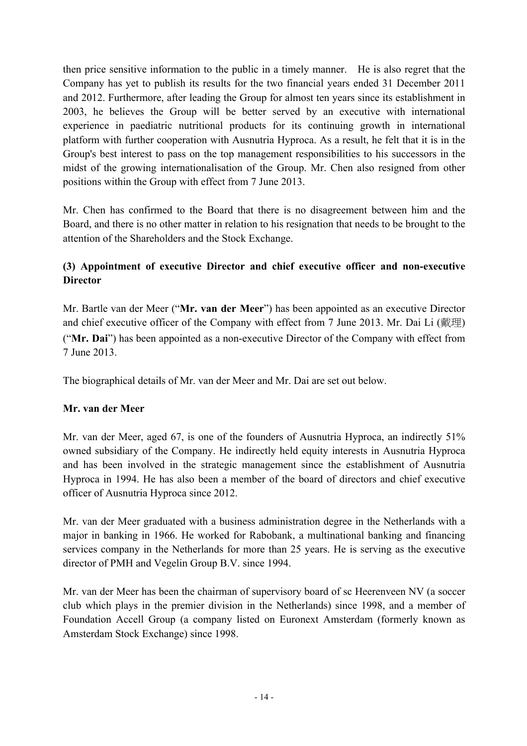then price sensitive information to the public in a timely manner. He is also regret that the Company has yet to publish its results for the two financial years ended 31 December 2011 and 2012. Furthermore, after leading the Group for almost ten years since its establishment in 2003, he believes the Group will be better served by an executive with international experience in paediatric nutritional products for its continuing growth in international platform with further cooperation with Ausnutria Hyproca. As a result, he felt that it is in the Group's best interest to pass on the top management responsibilities to his successors in the midst of the growing internationalisation of the Group. Mr. Chen also resigned from other positions within the Group with effect from 7 June 2013.

Mr. Chen has confirmed to the Board that there is no disagreement between him and the Board, and there is no other matter in relation to his resignation that needs to be brought to the attention of the Shareholders and the Stock Exchange.

**(3) Appointment of executive Director and chief executive officer and non-executive Director**

Mr. Bartle van der Meer ("**Mr. van der Meer**") has been appointed as an executive Director and chief executive officer of the Company with effect from 7 June 2013. Mr. Dai Li (戴理) ("**Mr. Dai**") has been appointed as a non-executive Director of the Company with effect from 7 June 2013.

The biographical details of Mr. van der Meer and Mr. Dai are set out below.

**Mr. van der Meer**

Mr. van der Meer, aged 67, is one of the founders of Ausnutria Hyproca, an indirectly 51% owned subsidiary of the Company. He indirectly held equity interests in Ausnutria Hyproca and has been involved in the strategic management since the establishment of Ausnutria Hyproca in 1994. He has also been a member of the board of directors and chief executive officer of Ausnutria Hyproca since 2012.

Mr. van der Meer graduated with a business administration degree in the Netherlands with a major in banking in 1966. He worked for Rabobank, a multinational banking and financing services company in the Netherlands for more than 25 years. He is serving as the executive director of PMH and Vegelin Group B.V. since 1994.

Mr. van der Meer has been the chairman of supervisory board of sc Heerenveen NV (a soccer club which plays in the premier division in the Netherlands) since 1998, and a member of Foundation Accell Group (a company listed on Euronext Amsterdam (formerly known as Amsterdam Stock Exchange) since 1998.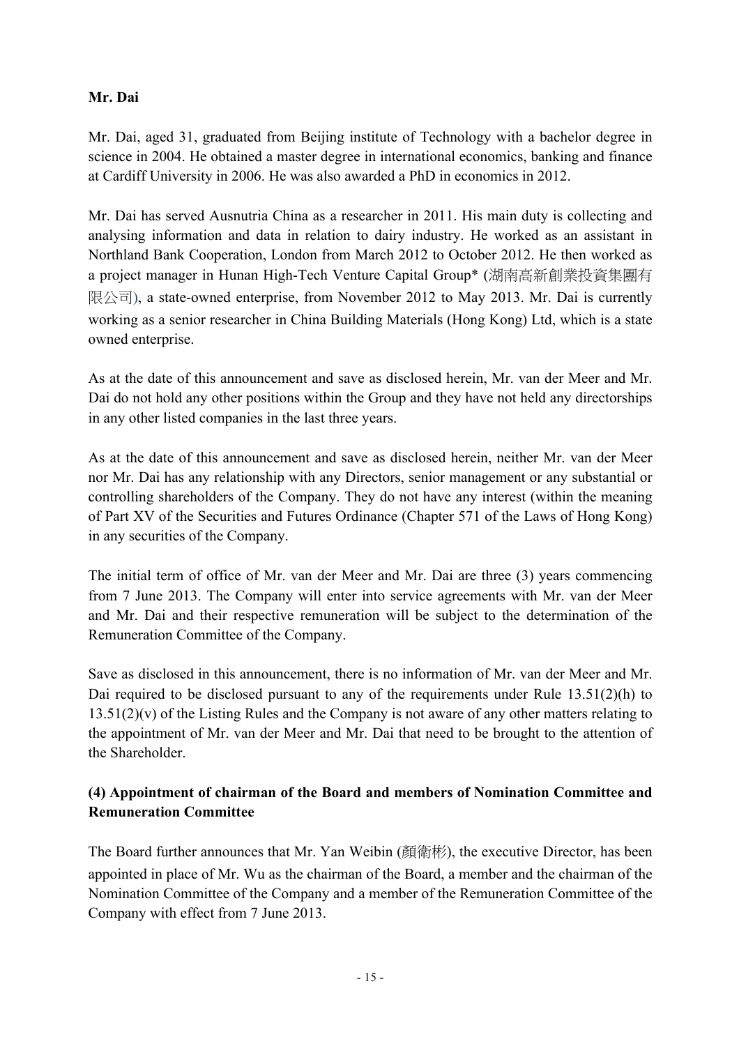**Mr. Dai**

Mr. Dai, aged 31, graduated from Beijing institute of Technology with a bachelor degree in science in 2004. He obtained a master degree in international economics, banking and finance at Cardiff University in 2006. He was also awarded a PhD in economics in 2012.

Mr. Dai has served Ausnutria China as a researcher in 2011. His main duty is collecting and analysing information and data in relation to dairy industry. He worked as an assistant in Northland Bank Cooperation, London from March 2012 to October 2012. He then worked as a project manager in Hunan High-Tech Venture Capital Group* (湖南高新創業投資集團有限公司), a state-owned enterprise, from November 2012 to May 2013. Mr. Dai is currently working as a senior researcher in China Building Materials (Hong Kong) Ltd, which is a state owned enterprise.

As at the date of this announcement and save as disclosed herein, Mr. van der Meer and Mr. Dai do not hold any other positions within the Group and they have not held any directorships in any other listed companies in the last three years.

As at the date of this announcement and save as disclosed herein, neither Mr. van der Meer nor Mr. Dai has any relationship with any Directors, senior management or any substantial or controlling shareholders of the Company. They do not have any interest (within the meaning of Part XV of the Securities and Futures Ordinance (Chapter 571 of the Laws of Hong Kong) in any securities of the Company.

The initial term of office of Mr. van der Meer and Mr. Dai are three (3) years commencing from 7 June 2013. The Company will enter into service agreements with Mr. van der Meer and Mr. Dai and their respective remuneration will be subject to the determination of the Remuneration Committee of the Company.

Save as disclosed in this announcement, there is no information of Mr. van der Meer and Mr. Dai required to be disclosed pursuant to any of the requirements under Rule 13.51(2)(h) to 13.51(2)(v) of the Listing Rules and the Company is not aware of any other matters relating to the appointment of Mr. van der Meer and Mr. Dai that need to be brought to the attention of the Shareholder.

**(4) Appointment of chairman of the Board and members of Nomination Committee and Remuneration Committee**

The Board further announces that Mr. Yan Weibin (顏衛彬), the executive Director, has been appointed in place of Mr. Wu as the chairman of the Board, a member and the chairman of the Nomination Committee of the Company and a member of the Remuneration Committee of the Company with effect from 7 June 2013.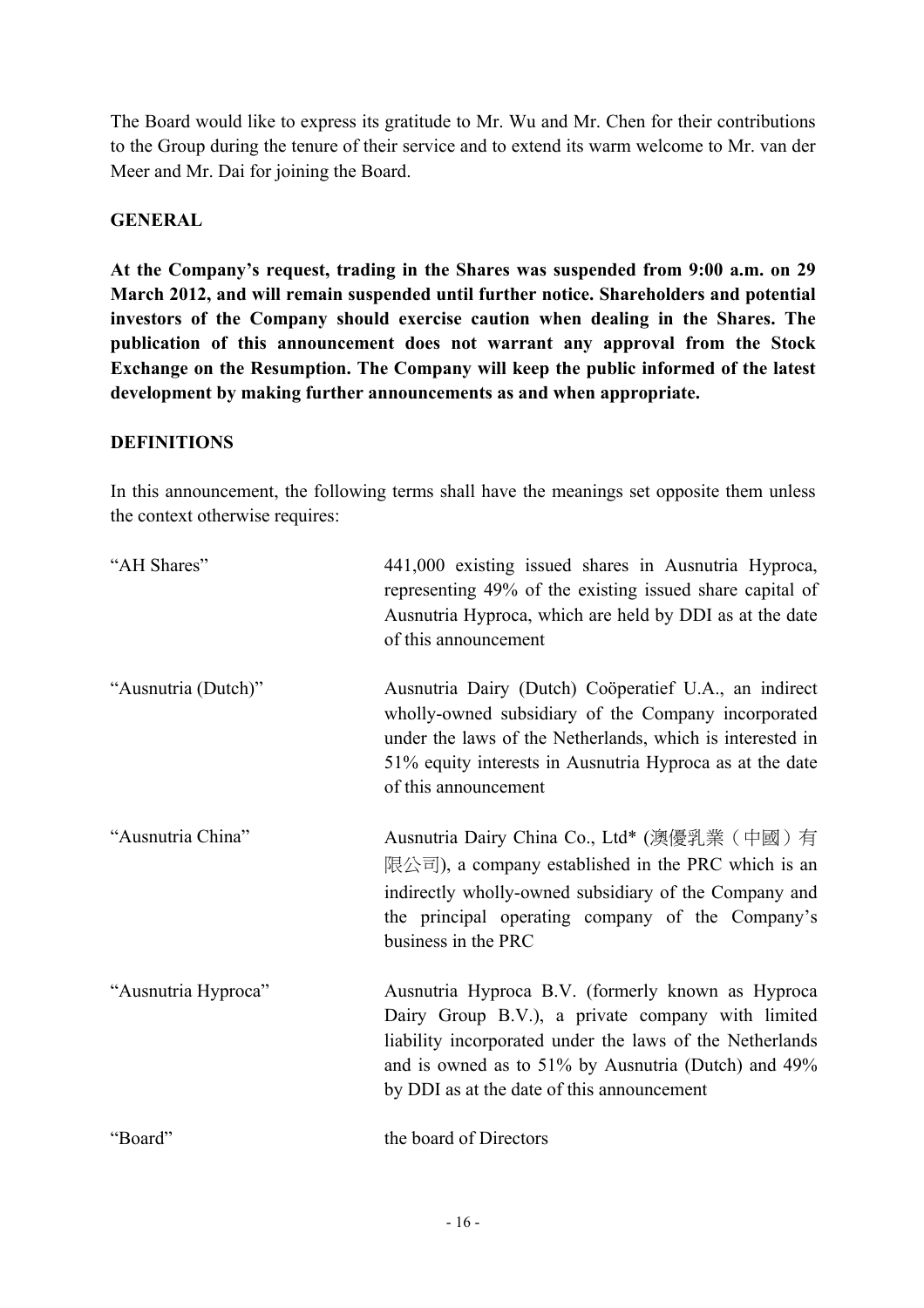The Board would like to express its gratitude to Mr. Wu and Mr. Chen for their contributions to the Group during the tenure of their service and to extend its warm welcome to Mr. van der Meer and Mr. Dai for joining the Board.

## GENERAL

**At the Company's request, trading in the Shares was suspended from 9:00 a.m. on 29 March 2012, and will remain suspended until further notice. Shareholders and potential investors of the Company should exercise caution when dealing in the Shares. The publication of this announcement does not warrant any approval from the Stock Exchange on the Resumption. The Company will keep the public informed of the latest development by making further announcements as and when appropriate.**

## DEFINITIONS

In this announcement, the following terms shall have the meanings set opposite them unless the context otherwise requires:

| | |
|---|---|
| "AH Shares" | 441,000 existing issued shares in Ausnutria Hyproca, representing 49% of the existing issued share capital of Ausnutria Hyproca, which are held by DDI as at the date of this announcement |
| "Ausnutria (Dutch)" | Ausnutria Dairy (Dutch) Coöperatief U.A., an indirect wholly-owned subsidiary of the Company incorporated under the laws of the Netherlands, which is interested in 51% equity interests in Ausnutria Hyproca as at the date of this announcement |
| "Ausnutria China" | Ausnutria Dairy China Co., Ltd* (澳優乳業（中國）有限公司), a company established in the PRC which is an indirectly wholly-owned subsidiary of the Company and the principal operating company of the Company's business in the PRC |
| "Ausnutria Hyproca" | Ausnutria Hyproca B.V. (formerly known as Hyproca Dairy Group B.V.), a private company with limited liability incorporated under the laws of the Netherlands and is owned as to 51% by Ausnutria (Dutch) and 49% by DDI as at the date of this announcement |
| "Board" | the board of Directors |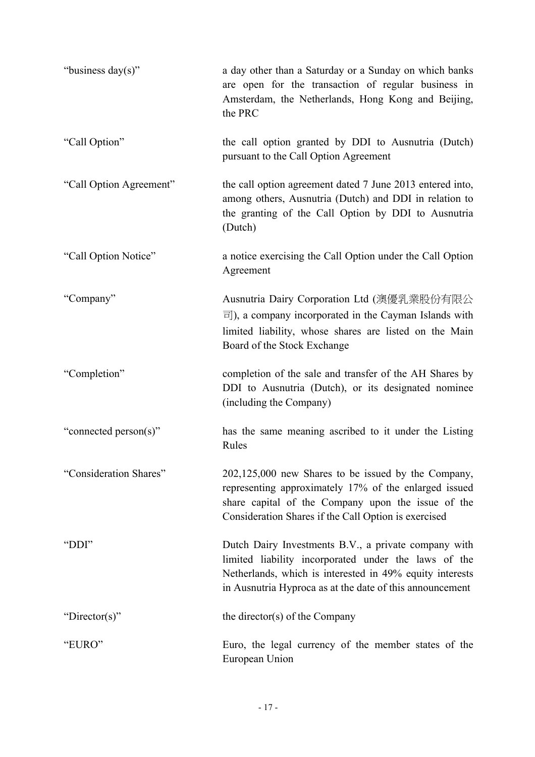| | |
|---|---|
| "business day(s)" | a day other than a Saturday or a Sunday on which banks are open for the transaction of regular business in Amsterdam, the Netherlands, Hong Kong and Beijing, the PRC |
| "Call Option" | the call option granted by DDI to Ausnutria (Dutch) pursuant to the Call Option Agreement |
| "Call Option Agreement" | the call option agreement dated 7 June 2013 entered into, among others, Ausnutria (Dutch) and DDI in relation to the granting of the Call Option by DDI to Ausnutria (Dutch) |
| "Call Option Notice" | a notice exercising the Call Option under the Call Option Agreement |
| "Company" | Ausnutria Dairy Corporation Ltd (澳優乳業股份有限公司), a company incorporated in the Cayman Islands with limited liability, whose shares are listed on the Main Board of the Stock Exchange |
| "Completion" | completion of the sale and transfer of the AH Shares by DDI to Ausnutria (Dutch), or its designated nominee (including the Company) |
| "connected person(s)" | has the same meaning ascribed to it under the Listing Rules |
| "Consideration Shares" | 202,125,000 new Shares to be issued by the Company, representing approximately 17% of the enlarged issued share capital of the Company upon the issue of the Consideration Shares if the Call Option is exercised |
| "DDI" | Dutch Dairy Investments B.V., a private company with limited liability incorporated under the laws of the Netherlands, which is interested in 49% equity interests in Ausnutria Hyproca as at the date of this announcement |
| "Director(s)" | the director(s) of the Company |
| "EURO" | Euro, the legal currency of the member states of the European Union |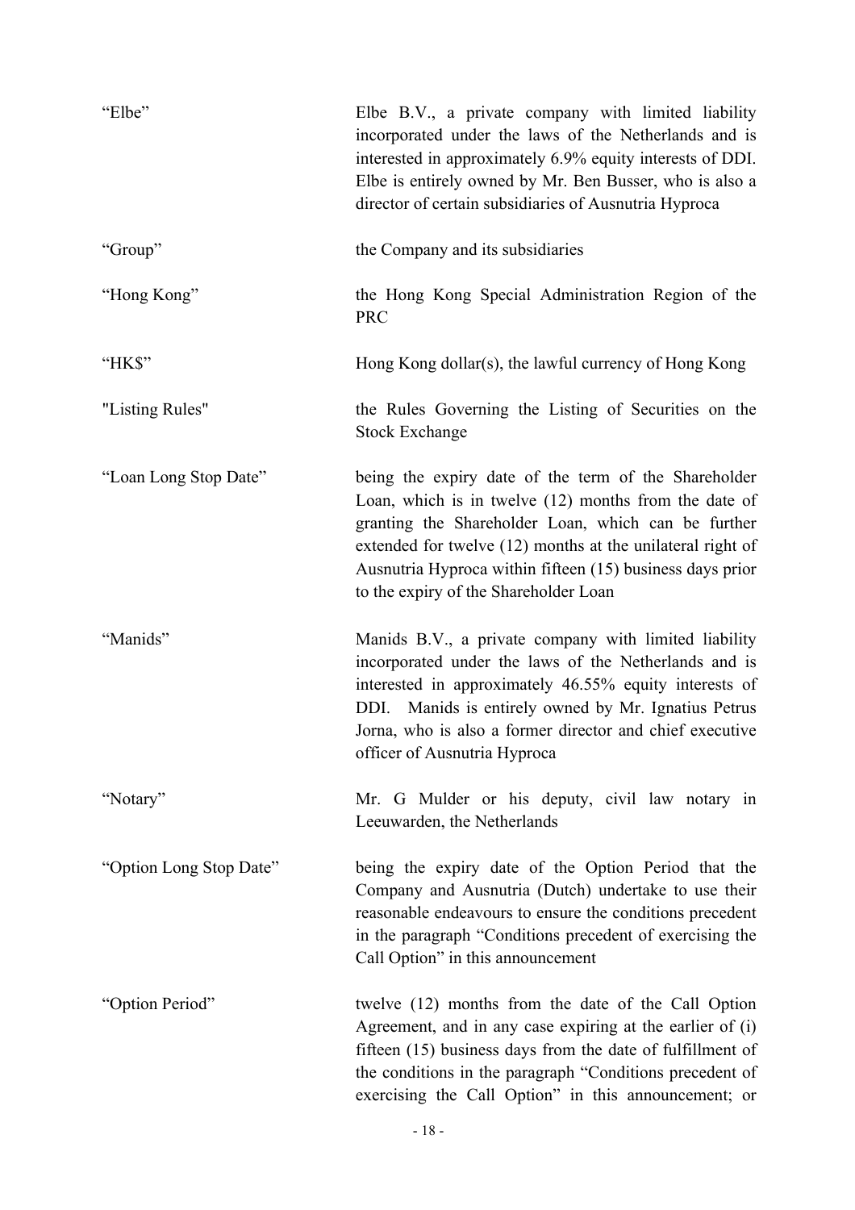| | |
|---|---|
| "Elbe" | Elbe B.V., a private company with limited liability incorporated under the laws of the Netherlands and is interested in approximately 6.9% equity interests of DDI. Elbe is entirely owned by Mr. Ben Busser, who is also a director of certain subsidiaries of Ausnutria Hyproca |
| "Group" | the Company and its subsidiaries |
| "Hong Kong" | the Hong Kong Special Administration Region of the PRC |
| "HK$" | Hong Kong dollar(s), the lawful currency of Hong Kong |
| "Listing Rules" | the Rules Governing the Listing of Securities on the Stock Exchange |
| "Loan Long Stop Date" | being the expiry date of the term of the Shareholder Loan, which is in twelve (12) months from the date of granting the Shareholder Loan, which can be further extended for twelve (12) months at the unilateral right of Ausnutria Hyproca within fifteen (15) business days prior to the expiry of the Shareholder Loan |
| "Manids" | Manids B.V., a private company with limited liability incorporated under the laws of the Netherlands and is interested in approximately 46.55% equity interests of DDI. Manids is entirely owned by Mr. Ignatius Petrus Jorna, who is also a former director and chief executive officer of Ausnutria Hyproca |
| "Notary" | Mr. G Mulder or his deputy, civil law notary in Leeuwarden, the Netherlands |
| "Option Long Stop Date" | being the expiry date of the Option Period that the Company and Ausnutria (Dutch) undertake to use their reasonable endeavours to ensure the conditions precedent in the paragraph "Conditions precedent of exercising the Call Option" in this announcement |
| "Option Period" | twelve (12) months from the date of the Call Option Agreement, and in any case expiring at the earlier of (i) fifteen (15) business days from the date of fulfillment of the conditions in the paragraph "Conditions precedent of exercising the Call Option" in this announcement; or |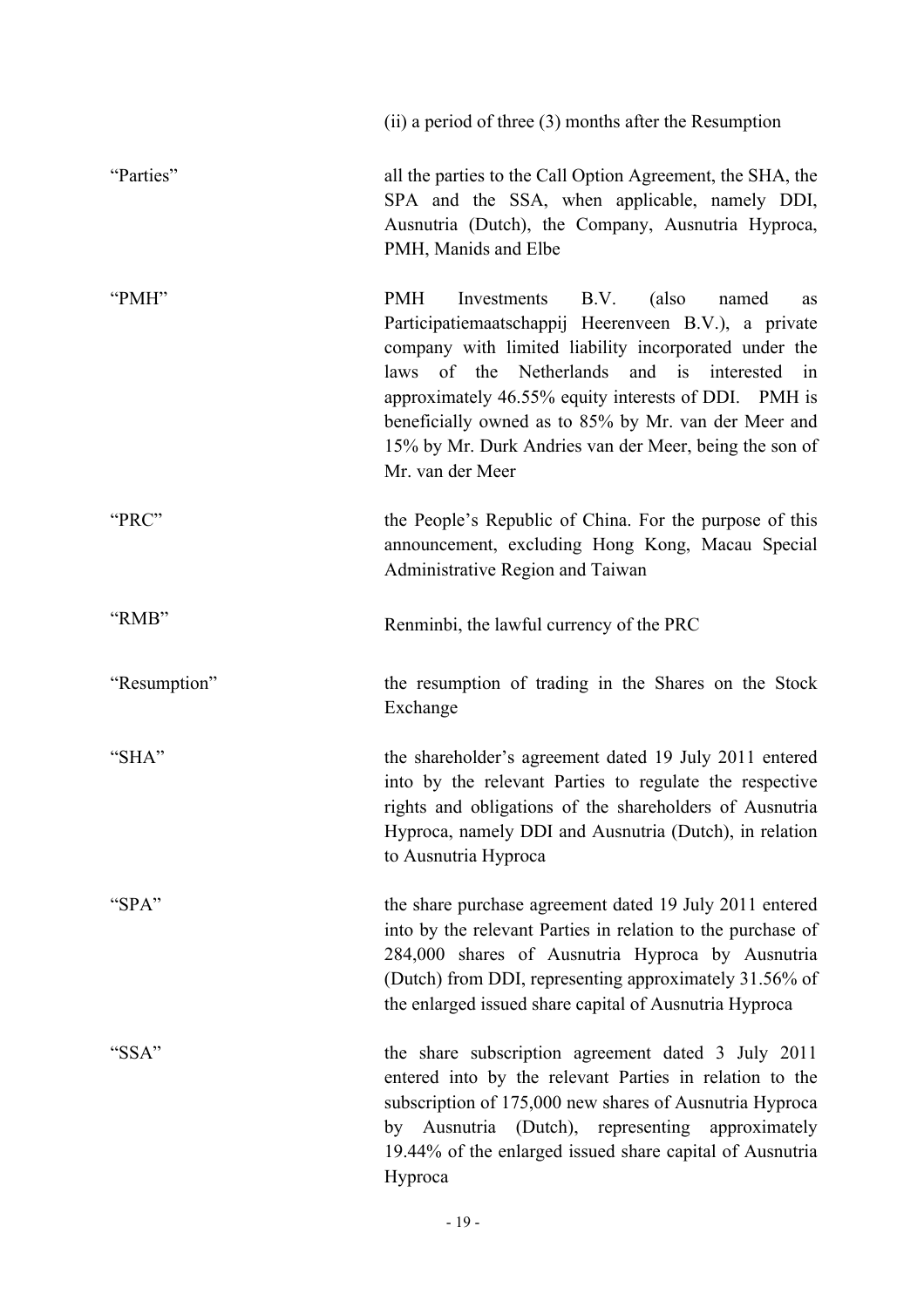(ii) a period of three (3) months after the Resumption

| | |
|---|---|
| "Parties" | all the parties to the Call Option Agreement, the SHA, the SPA and the SSA, when applicable, namely DDI, Ausnutria (Dutch), the Company, Ausnutria Hyproca, PMH, Manids and Elbe |
| "PMH" | PMH Investments B.V. (also named as Participatiemaatschappij Heerenveen B.V.), a private company with limited liability incorporated under the laws of the Netherlands and is interested in approximately 46.55% equity interests of DDI. PMH is beneficially owned as to 85% by Mr. van der Meer and 15% by Mr. Durk Andries van der Meer, being the son of Mr. van der Meer |
| "PRC" | the People's Republic of China. For the purpose of this announcement, excluding Hong Kong, Macau Special Administrative Region and Taiwan |
| "RMB" | Renminbi, the lawful currency of the PRC |
| "Resumption" | the resumption of trading in the Shares on the Stock Exchange |
| "SHA" | the shareholder's agreement dated 19 July 2011 entered into by the relevant Parties to regulate the respective rights and obligations of the shareholders of Ausnutria Hyproca, namely DDI and Ausnutria (Dutch), in relation to Ausnutria Hyproca |
| "SPA" | the share purchase agreement dated 19 July 2011 entered into by the relevant Parties in relation to the purchase of 284,000 shares of Ausnutria Hyproca by Ausnutria (Dutch) from DDI, representing approximately 31.56% of the enlarged issued share capital of Ausnutria Hyproca |
| "SSA" | the share subscription agreement dated 3 July 2011 entered into by the relevant Parties in relation to the subscription of 175,000 new shares of Ausnutria Hyproca by Ausnutria (Dutch), representing approximately 19.44% of the enlarged issued share capital of Ausnutria Hyproca |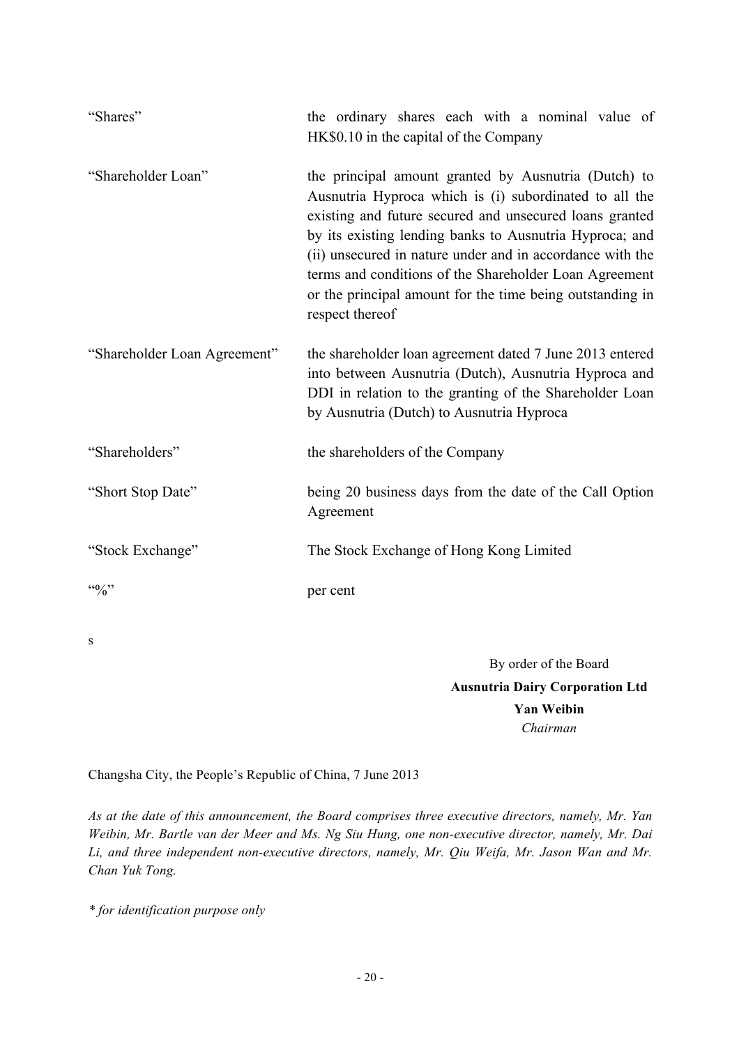| | |
|---|---|
| “Shares” | the ordinary shares each with a nominal value of HK$0.10 in the capital of the Company |
| “Shareholder Loan” | the principal amount granted by Ausnutria (Dutch) to Ausnutria Hyproca which is (i) subordinated to all the existing and future secured and unsecured loans granted by its existing lending banks to Ausnutria Hyproca; and (ii) unsecured in nature under and in accordance with the terms and conditions of the Shareholder Loan Agreement or the principal amount for the time being outstanding in respect thereof |
| “Shareholder Loan Agreement” | the shareholder loan agreement dated 7 June 2013 entered into between Ausnutria (Dutch), Ausnutria Hyproca and DDI in relation to the granting of the Shareholder Loan by Ausnutria (Dutch) to Ausnutria Hyproca |
| “Shareholders” | the shareholders of the Company |
| “Short Stop Date” | being 20 business days from the date of the Call Option Agreement |
| “Stock Exchange” | The Stock Exchange of Hong Kong Limited |
| “%” | per cent |

s

By order of the Board
**Ausnutria Dairy Corporation Ltd**
**Yan Weibin**
*Chairman*

Changsha City, the People’s Republic of China, 7 June 2013

*As at the date of this announcement, the Board comprises three executive directors, namely, Mr. Yan Weibin, Mr. Bartle van der Meer and Ms. Ng Siu Hung, one non-executive director, namely, Mr. Dai Li, and three independent non-executive directors, namely, Mr. Qiu Weifa, Mr. Jason Wan and Mr. Chan Yuk Tong.*

*\* for identification purpose only*